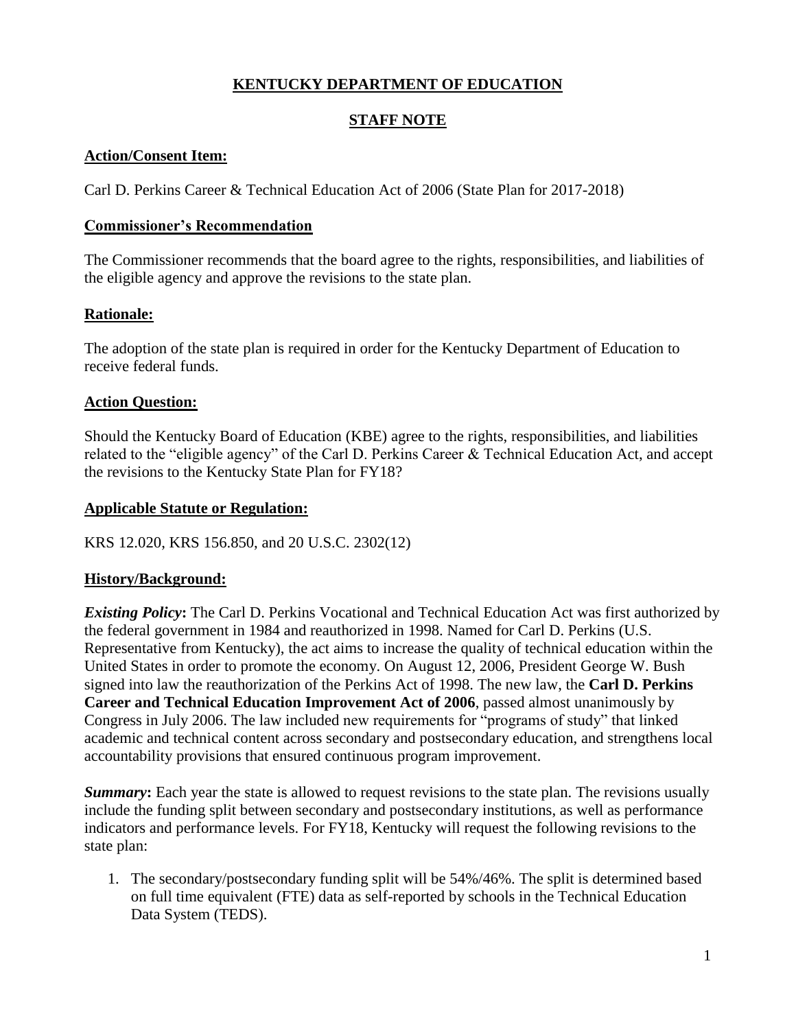# KENTUCKY DEPARTMENT OF EDUCATION

## STAFF NOTE

**Action/Consent Item:**

Carl D. Perkins Career & Technical Education Act of 2006 (State Plan for 2017-2018)

**Commissioner's Recommendation**

The Commissioner recommends that the board agree to the rights, responsibilities, and liabilities of the eligible agency and approve the revisions to the state plan.

**Rationale:**

The adoption of the state plan is required in order for the Kentucky Department of Education to receive federal funds.

**Action Question:**

Should the Kentucky Board of Education (KBE) agree to the rights, responsibilities, and liabilities related to the "eligible agency" of the Carl D. Perkins Career & Technical Education Act, and accept the revisions to the Kentucky State Plan for FY18?

**Applicable Statute or Regulation:**

KRS 12.020, KRS 156.850, and 20 U.S.C. 2302(12)

**History/Background:**

***Existing Policy*:** The Carl D. Perkins Vocational and Technical Education Act was first authorized by the federal government in 1984 and reauthorized in 1998. Named for Carl D. Perkins (U.S. Representative from Kentucky), the act aims to increase the quality of technical education within the United States in order to promote the economy. On August 12, 2006, President George W. Bush signed into law the reauthorization of the Perkins Act of 1998. The new law, the **Carl D. Perkins Career and Technical Education Improvement Act of 2006**, passed almost unanimously by Congress in July 2006. The law included new requirements for "programs of study" that linked academic and technical content across secondary and postsecondary education, and strengthens local accountability provisions that ensured continuous program improvement.

***Summary*:** Each year the state is allowed to request revisions to the state plan. The revisions usually include the funding split between secondary and postsecondary institutions, as well as performance indicators and performance levels. For FY18, Kentucky will request the following revisions to the state plan:

1. The secondary/postsecondary funding split will be 54%/46%. The split is determined based on full time equivalent (FTE) data as self-reported by schools in the Technical Education Data System (TEDS).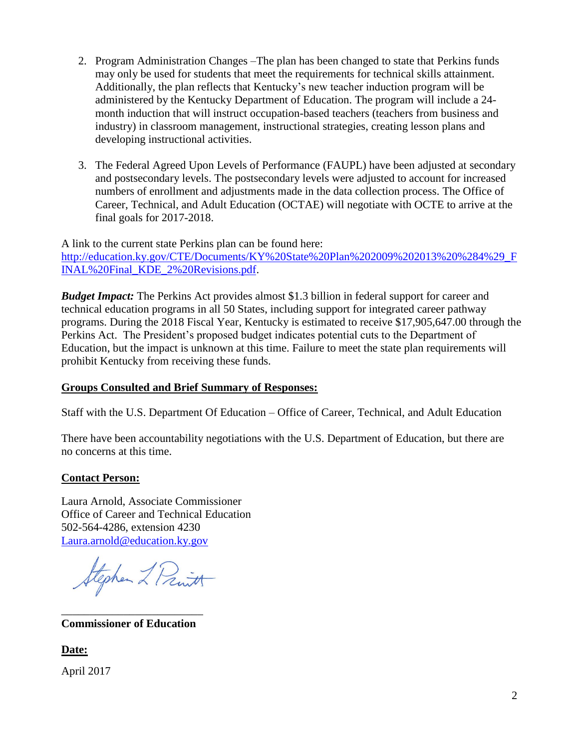2. Program Administration Changes –The plan has been changed to state that Perkins funds may only be used for students that meet the requirements for technical skills attainment. Additionally, the plan reflects that Kentucky's new teacher induction program will be administered by the Kentucky Department of Education. The program will include a 24-month induction that will instruct occupation-based teachers (teachers from business and industry) in classroom management, instructional strategies, creating lesson plans and developing instructional activities.

3. The Federal Agreed Upon Levels of Performance (FAUPL) have been adjusted at secondary and postsecondary levels. The postsecondary levels were adjusted to account for increased numbers of enrollment and adjustments made in the data collection process. The Office of Career, Technical, and Adult Education (OCTAE) will negotiate with OCTE to arrive at the final goals for 2017-2018.

A link to the current state Perkins plan can be found here: [http://education.ky.gov/CTE/Documents/KY%20State%20Plan%202009%202013%20%284%29_FINAL%20Final_KDE_2%20Revisions.pdf](http://education.ky.gov/CTE/Documents/KY%20State%20Plan%202009%202013%20%284%29_FINAL%20Final_KDE_2%20Revisions.pdf).

***Budget Impact:*** The Perkins Act provides almost $1.3 billion in federal support for career and technical education programs in all 50 States, including support for integrated career pathway programs. During the 2018 Fiscal Year, Kentucky is estimated to receive $17,905,647.00 through the Perkins Act. The President's proposed budget indicates potential cuts to the Department of Education, but the impact is unknown at this time. Failure to meet the state plan requirements will prohibit Kentucky from receiving these funds.

**Groups Consulted and Brief Summary of Responses:**

Staff with the U.S. Department Of Education – Office of Career, Technical, and Adult Education

There have been accountability negotiations with the U.S. Department of Education, but there are no concerns at this time.

**Contact Person:**

Laura Arnold, Associate Commissioner
Office of Career and Technical Education
502-564-4286, extension 4230
[Laura.arnold@education.ky.gov](mailto:Laura.arnold@education.ky.gov)

Stephen L Pruitt

**Commissioner of Education**

**Date:**

April 2017